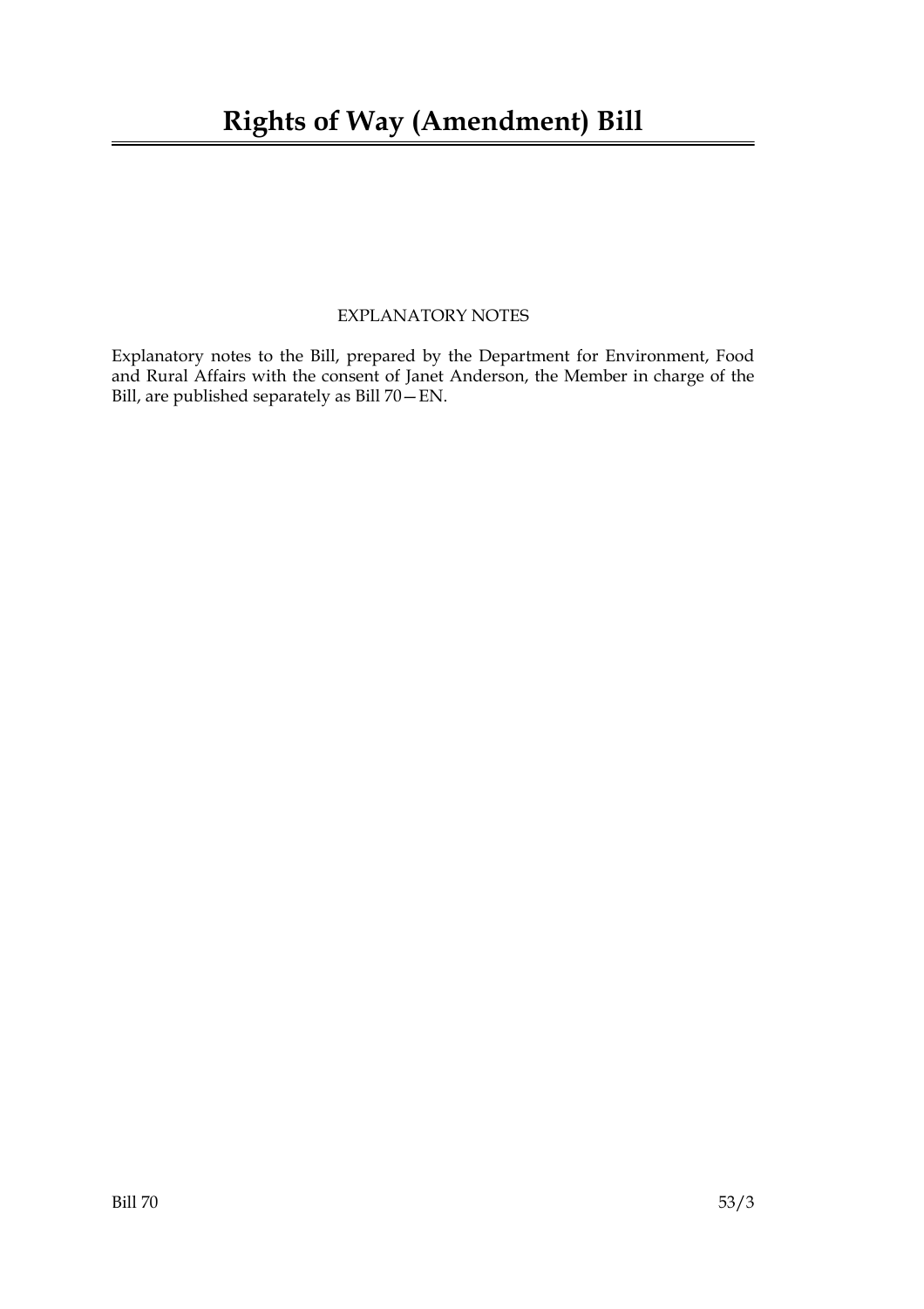# Rights of Way (Amendment) Bill

EXPLANATORY NOTES

Explanatory notes to the Bill, prepared by the Department for Environment, Food and Rural Affairs with the consent of Janet Anderson, the Member in charge of the Bill, are published separately as Bill 70—EN.

Bill 70 53/3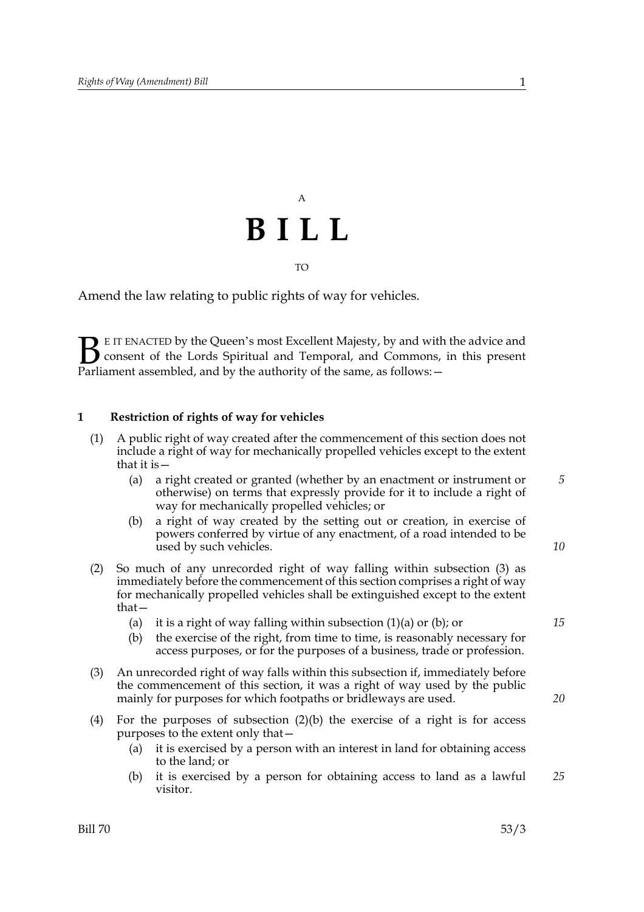A

# B I L L

TO

Amend the law relating to public rights of way for vehicles.

BE IT ENACTED by the Queen's most Excellent Majesty, by and with the advice and consent of the Lords Spiritual and Temporal, and Commons, in this present Parliament assembled, and by the authority of the same, as follows:—

**1 Restriction of rights of way for vehicles**

(1) A public right of way created after the commencement of this section does not include a right of way for mechanically propelled vehicles except to the extent that it is—

 (a) a right created or granted (whether by an enactment or instrument or otherwise) on terms that expressly provide for it to include a right of way for mechanically propelled vehicles; or

 (b) a right of way created by the setting out or creation, in exercise of powers conferred by virtue of any enactment, of a road intended to be used by such vehicles.

(2) So much of any unrecorded right of way falling within subsection (3) as immediately before the commencement of this section comprises a right of way for mechanically propelled vehicles shall be extinguished except to the extent that—

 (a) it is a right of way falling within subsection (1)(a) or (b); or

 (b) the exercise of the right, from time to time, is reasonably necessary for access purposes, or for the purposes of a business, trade or profession.

(3) An unrecorded right of way falls within this subsection if, immediately before the commencement of this section, it was a right of way used by the public mainly for purposes for which footpaths or bridleways are used.

(4) For the purposes of subsection (2)(b) the exercise of a right is for access purposes to the extent only that—

 (a) it is exercised by a person with an interest in land for obtaining access to the land; or

 (b) it is exercised by a person for obtaining access to land as a lawful visitor.

Bill 70 53/3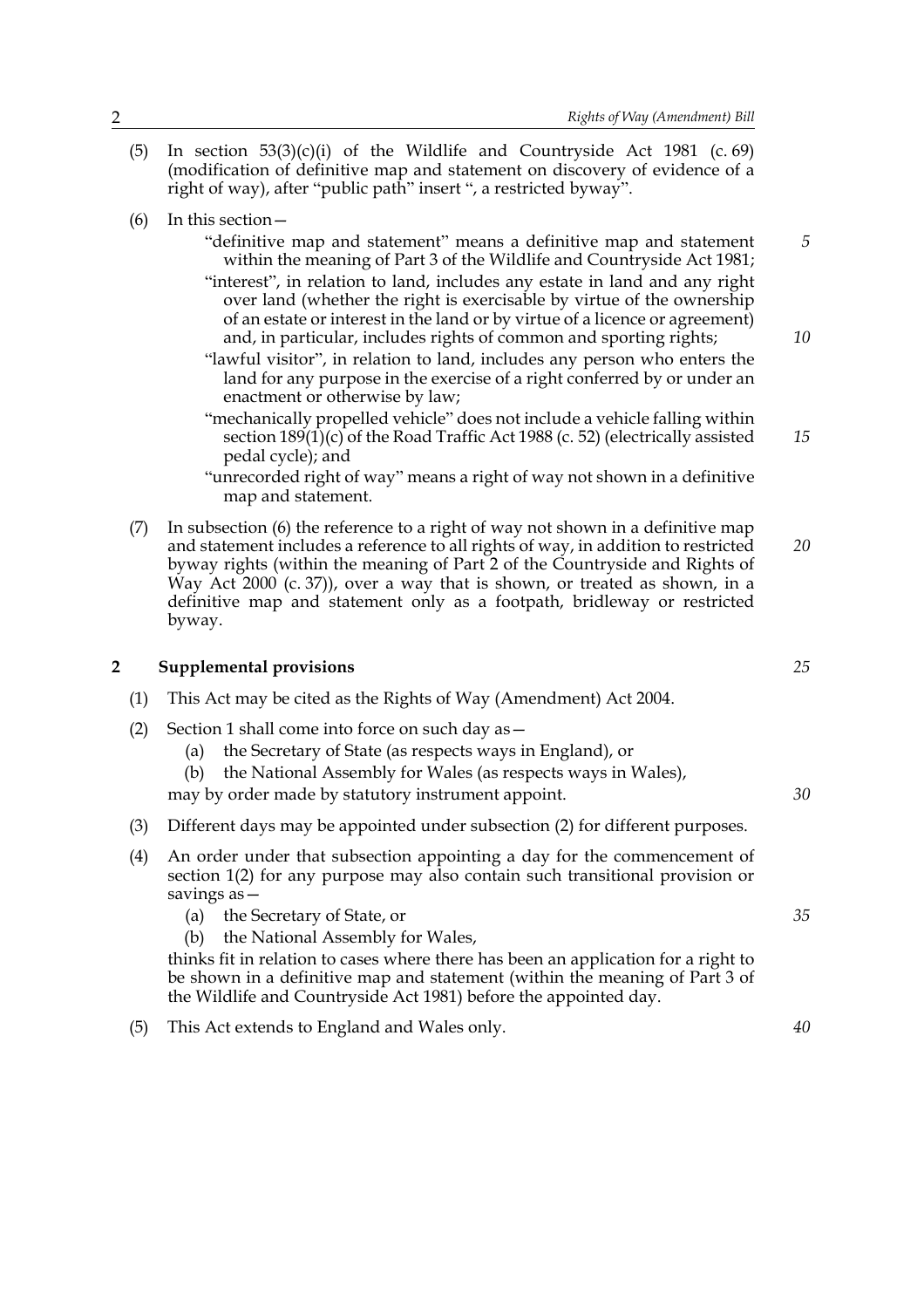(5) In section 53(3)(c)(i) of the Wildlife and Countryside Act 1981 (c. 69) (modification of definitive map and statement on discovery of evidence of a right of way), after "public path" insert ", a restricted byway".

(6) In this section—

"definitive map and statement" means a definitive map and statement within the meaning of Part 3 of the Wildlife and Countryside Act 1981;

"interest", in relation to land, includes any estate in land and any right over land (whether the right is exercisable by virtue of the ownership of an estate or interest in the land or by virtue of a licence or agreement) and, in particular, includes rights of common and sporting rights;

"lawful visitor", in relation to land, includes any person who enters the land for any purpose in the exercise of a right conferred by or under an enactment or otherwise by law;

"mechanically propelled vehicle" does not include a vehicle falling within section 189(1)(c) of the Road Traffic Act 1988 (c. 52) (electrically assisted pedal cycle); and

"unrecorded right of way" means a right of way not shown in a definitive map and statement.

(7) In subsection (6) the reference to a right of way not shown in a definitive map and statement includes a reference to all rights of way, in addition to restricted byway rights (within the meaning of Part 2 of the Countryside and Rights of Way Act 2000 (c. 37)), over a way that is shown, or treated as shown, in a definitive map and statement only as a footpath, bridleway or restricted byway.

## 2 Supplemental provisions

(1) This Act may be cited as the Rights of Way (Amendment) Act 2004.

(2) Section 1 shall come into force on such day as—

(a) the Secretary of State (as respects ways in England), or

(b) the National Assembly for Wales (as respects ways in Wales),

may by order made by statutory instrument appoint.

(3) Different days may be appointed under subsection (2) for different purposes.

(4) An order under that subsection appointing a day for the commencement of section 1(2) for any purpose may also contain such transitional provision or savings as—

(a) the Secretary of State, or

(b) the National Assembly for Wales,

thinks fit in relation to cases where there has been an application for a right to be shown in a definitive map and statement (within the meaning of Part 3 of the Wildlife and Countryside Act 1981) before the appointed day.

(5) This Act extends to England and Wales only.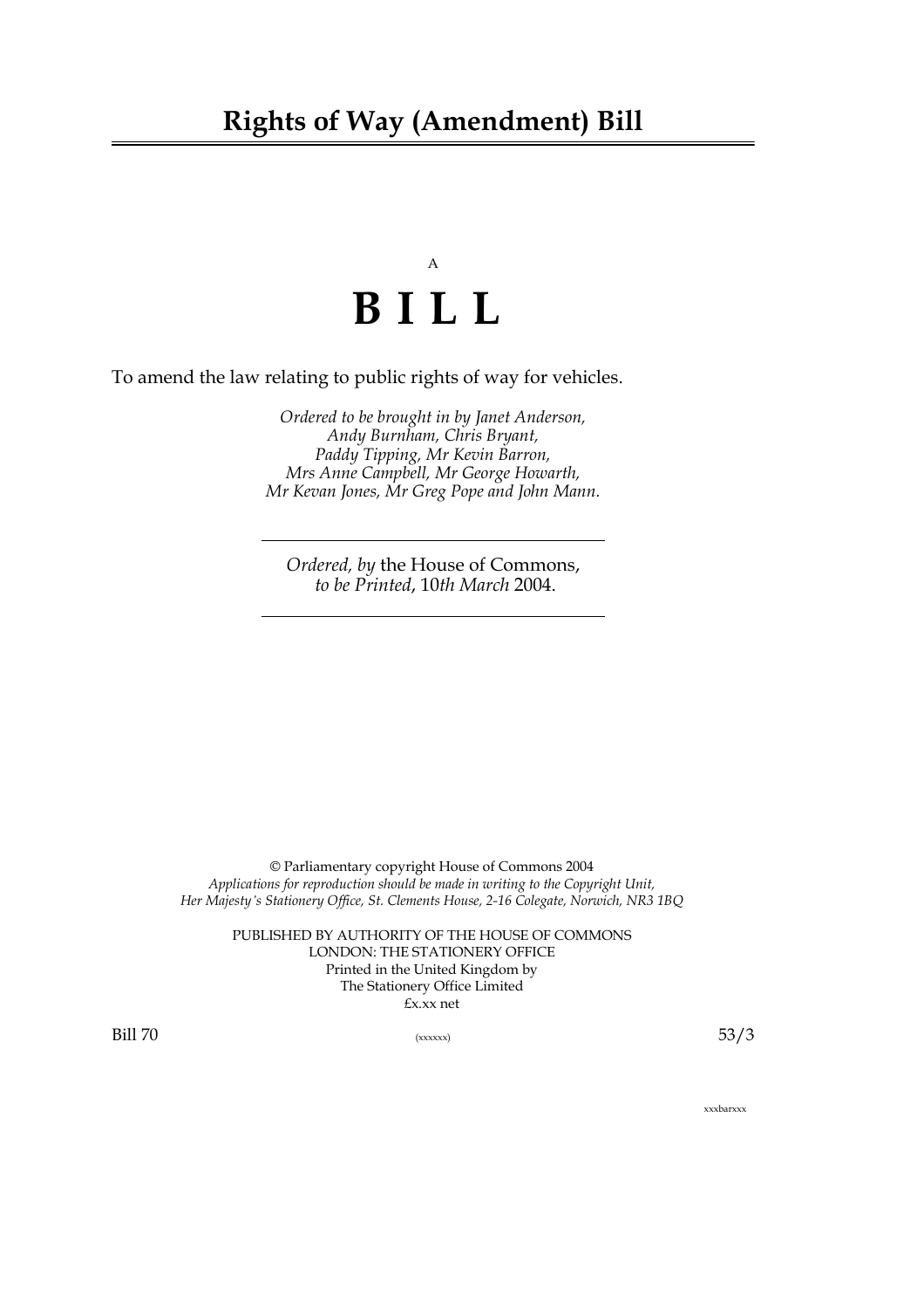# Rights of Way (Amendment) Bill

A

# B I L L

To amend the law relating to public rights of way for vehicles.

*Ordered to be brought in by Janet Anderson, Andy Burnham, Chris Bryant, Paddy Tipping, Mr Kevin Barron, Mrs Anne Campbell, Mr George Howarth, Mr Kevan Jones, Mr Greg Pope and John Mann.*

---

*Ordered, by* the House of Commons, *to be Printed*, 10*th March* 2004.

---

© Parliamentary copyright House of Commons 2004
*Applications for reproduction should be made in writing to the Copyright Unit, Her Majesty's Stationery Office, St. Clements House, 2-16 Colegate, Norwich, NR3 1BQ*

PUBLISHED BY AUTHORITY OF THE HOUSE OF COMMONS
LONDON: THE STATIONERY OFFICE
Printed in the United Kingdom by
The Stationery Office Limited
£x.xx net

Bill 70 (xxxxxx) 53/3

xxxbarxxx